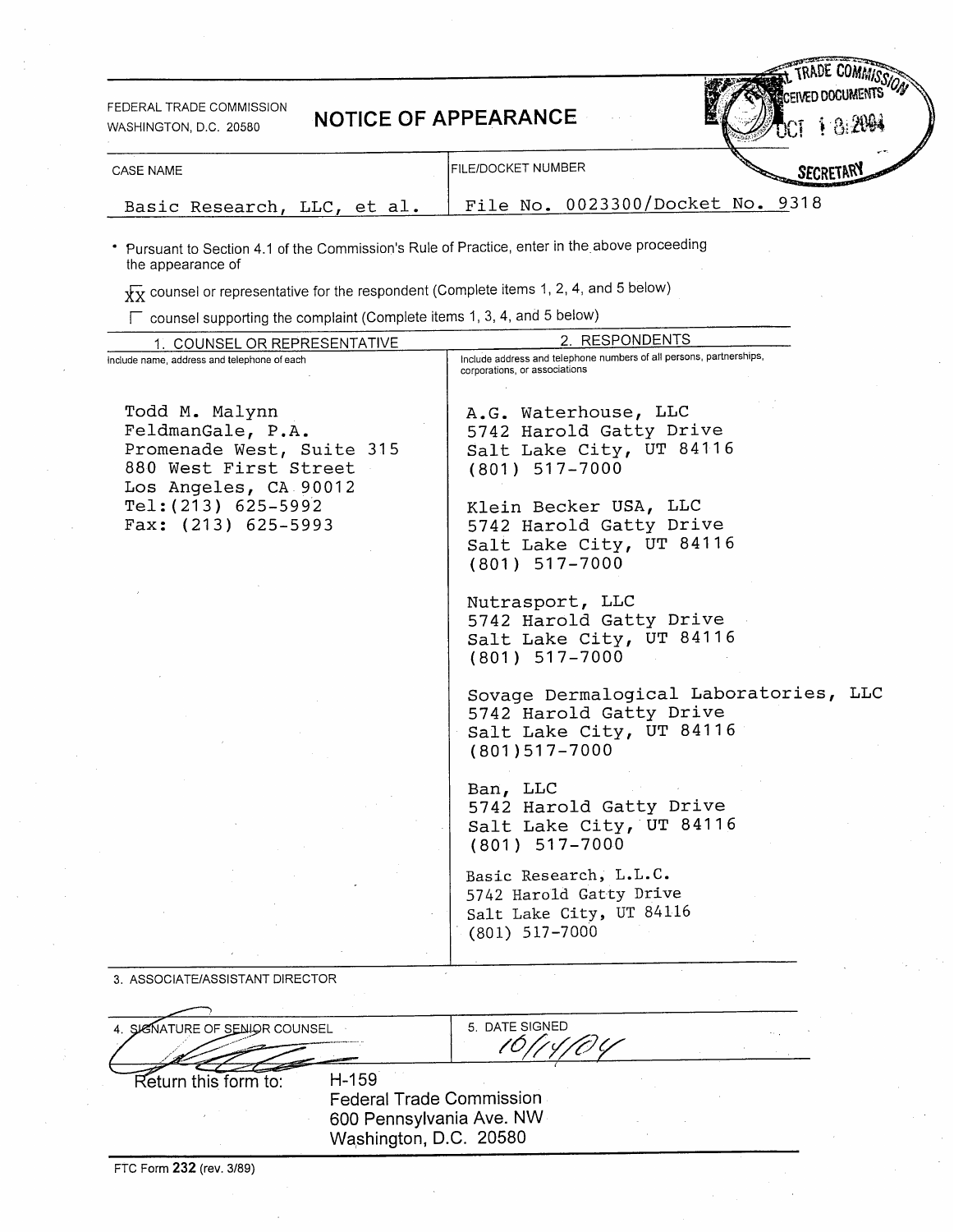FEDERAL TRADE COMMISSION
WASHINGTON, D.C. 20580

# NOTICE OF APPEARANCE

FEDERAL TRADE COMMISSION RECEIVED DOCUMENTS OCT 18 2004 SECRETARY

| CASE NAME | FILE/DOCKET NUMBER |
|---|---|
| Basic Research, LLC, et al. | File No. 0023300/Docket No. 9318 |

- Pursuant to Section 4.1 of the Commission's Rule of Practice, enter in the above proceeding the appearance of

XX counsel or representative for the respondent (Complete items 1, 2, 4, and 5 below)

☐ counsel supporting the complaint (Complete items 1, 3, 4, and 5 below)

| 1. COUNSEL OR REPRESENTATIVE<br>Include name, address and telephone of each | 2. RESPONDENTS<br>Include address and telephone numbers of all persons, partnerships, corporations, or associations |
|---|---|
| Todd M. Malynn<br>FeldmanGale, P.A.<br>Promenade West, Suite 315<br>880 West First Street<br>Los Angeles, CA 90012<br>Tel:(213) 625-5992<br>Fax: (213) 625-5993 | A.G. Waterhouse, LLC<br>5742 Harold Gatty Drive<br>Salt Lake City, UT 84116<br>(801) 517-7000<br><br>Klein Becker USA, LLC<br>5742 Harold Gatty Drive<br>Salt Lake City, UT 84116<br>(801) 517-7000<br><br>Nutrasport, LLC<br>5742 Harold Gatty Drive<br>Salt Lake City, UT 84116<br>(801) 517-7000<br><br>Sovage Dermalogical Laboratories, LLC<br>5742 Harold Gatty Drive<br>Salt Lake City, UT 84116<br>(801)517-7000<br><br>Ban, LLC<br>5742 Harold Gatty Drive<br>Salt Lake City, UT 84116<br>(801) 517-7000<br><br>Basic Research, L.L.C.<br>5742 Harold Gatty Drive<br>Salt Lake City, UT 84116<br>(801) 517-7000 |

3. ASSOCIATE/ASSISTANT DIRECTOR

| 4. SIGNATURE OF SENIOR COUNSEL | 5. DATE SIGNED |
|---|---|
| [signature] | 10/14/04 |

Return this form to: H-159
Federal Trade Commission
600 Pennsylvania Ave. NW
Washington, D.C. 20580

FTC Form **232** (rev. 3/89)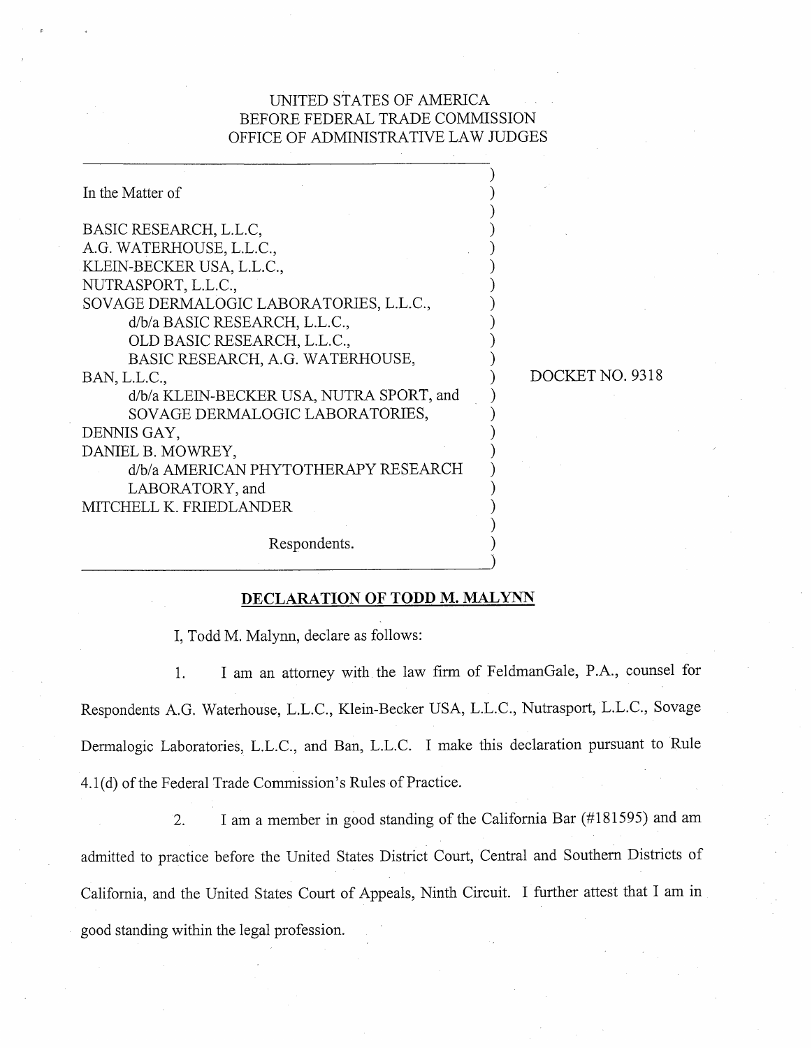UNITED STATES OF AMERICA
BEFORE FEDERAL TRADE COMMISSION
OFFICE OF ADMINISTRATIVE LAW JUDGES

In the Matter of

BASIC RESEARCH, L.L.C,
A.G. WATERHOUSE, L.L.C.,
KLEIN-BECKER USA, L.L.C.,
NUTRASPORT, L.L.C.,
SOVAGE DERMALOGIC LABORATORIES, L.L.C.,
  d/b/a BASIC RESEARCH, L.L.C.,
  OLD BASIC RESEARCH, L.L.C.,
  BASIC RESEARCH, A.G. WATERHOUSE,
BAN, L.L.C.,
  d/b/a KLEIN-BECKER USA, NUTRA SPORT, and
  SOVAGE DERMALOGIC LABORATORIES,
DENNIS GAY,
DANIEL B. MOWREY,
  d/b/a AMERICAN PHYTOTHERAPY RESEARCH
  LABORATORY, and
MITCHELL K. FRIEDLANDER

Respondents.

DOCKET NO. 9318

**DECLARATION OF TODD M. MALYNN**

I, Todd M. Malynn, declare as follows:

1. I am an attorney with the law firm of FeldmanGale, P.A., counsel for Respondents A.G. Waterhouse, L.L.C., Klein-Becker USA, L.L.C., Nutrasport, L.L.C., Sovage Dermalogic Laboratories, L.L.C., and Ban, L.L.C. I make this declaration pursuant to Rule 4.1(d) of the Federal Trade Commission's Rules of Practice.

2. I am a member in good standing of the California Bar (#181595) and am admitted to practice before the United States District Court, Central and Southern Districts of California, and the United States Court of Appeals, Ninth Circuit. I further attest that I am in good standing within the legal profession.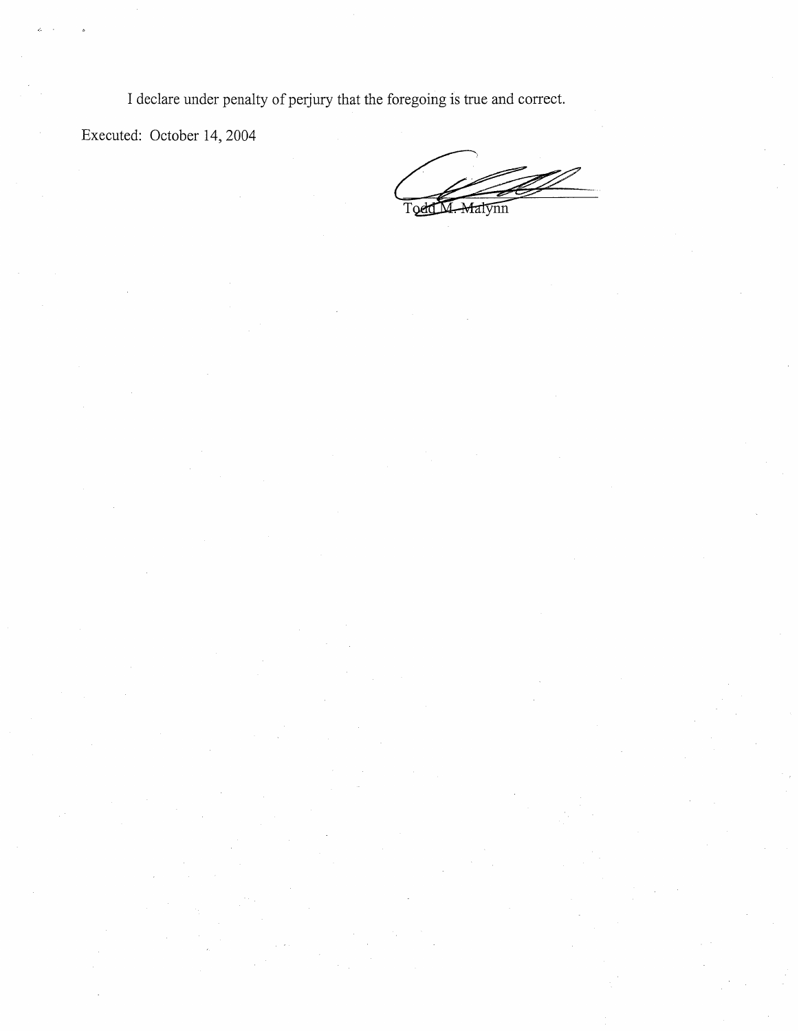I declare under penalty of perjury that the foregoing is true and correct.

Executed: October 14, 2004

Todd M. Malynn